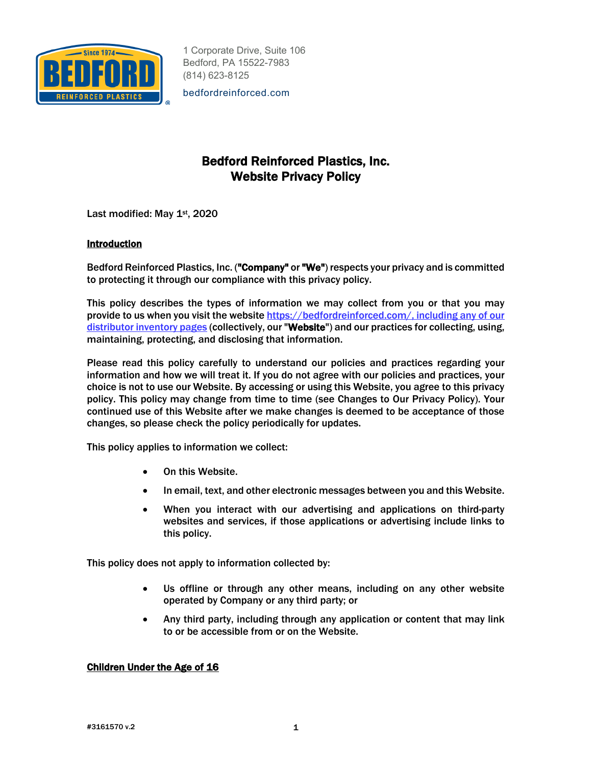1 Corporate Drive, Suite 106
Bedford, PA 15522-7983
(814) 623-8125

bedfordreinforced.com

# Bedford Reinforced Plastics, Inc.
# Website Privacy Policy

Last modified: May 1st, 2020

## Introduction

Bedford Reinforced Plastics, Inc. (**"Company"** or **"We"**) respects your privacy and is committed to protecting it through our compliance with this privacy policy.

This policy describes the types of information we may collect from you or that you may provide to us when you visit the website https://bedfordreinforced.com/, including any of our distributor inventory pages (collectively, our "**Website**") and our practices for collecting, using, maintaining, protecting, and disclosing that information.

Please read this policy carefully to understand our policies and practices regarding your information and how we will treat it. If you do not agree with our policies and practices, your choice is not to use our Website. By accessing or using this Website, you agree to this privacy policy. This policy may change from time to time (see Changes to Our Privacy Policy). Your continued use of this Website after we make changes is deemed to be acceptance of those changes, so please check the policy periodically for updates.

This policy applies to information we collect:

- On this Website.
- In email, text, and other electronic messages between you and this Website.
- When you interact with our advertising and applications on third-party websites and services, if those applications or advertising include links to this policy.

This policy does not apply to information collected by:

- Us offline or through any other means, including on any other website operated by Company or any third party; or
- Any third party, including through any application or content that may link to or be accessible from or on the Website.

## Children Under the Age of 16

#3161570 v.2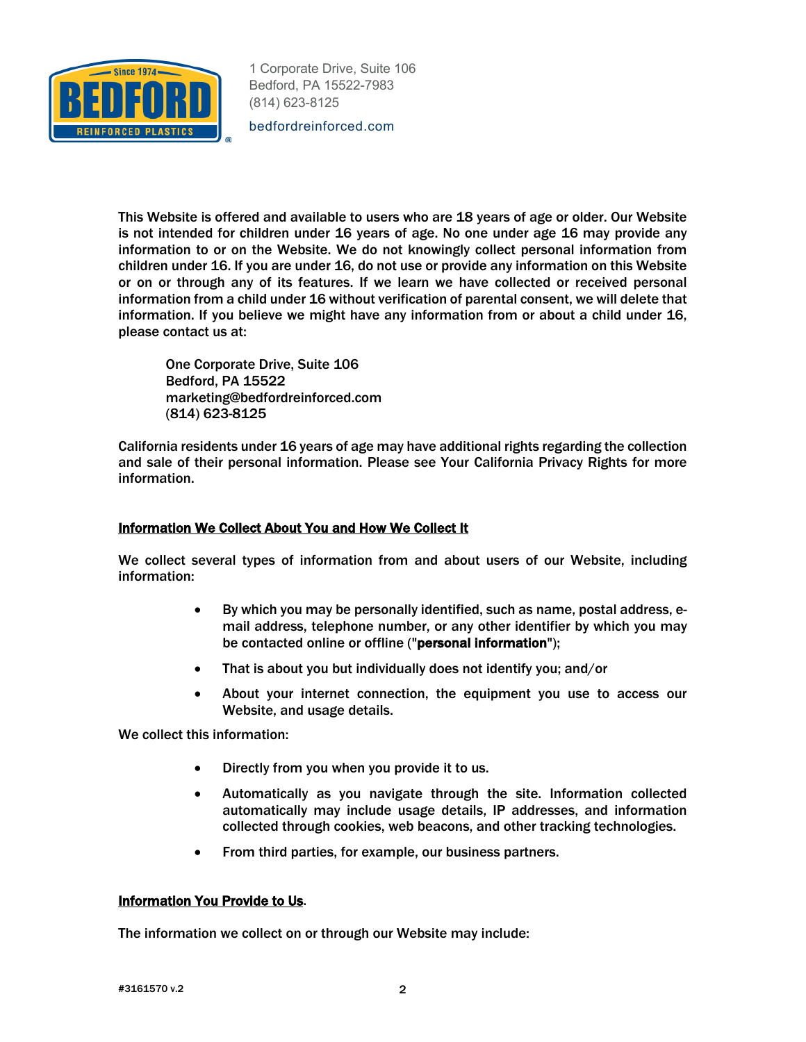This Website is offered and available to users who are 18 years of age or older. Our Website is not intended for children under 16 years of age. No one under age 16 may provide any information to or on the Website. We do not knowingly collect personal information from children under 16. If you are under 16, do not use or provide any information on this Website or on or through any of its features. If we learn we have collected or received personal information from a child under 16 without verification of parental consent, we will delete that information. If you believe we might have any information from or about a child under 16, please contact us at:

One Corporate Drive, Suite 106
Bedford, PA 15522
marketing@bedfordreinforced.com
(814) 623-8125

California residents under 16 years of age may have additional rights regarding the collection and sale of their personal information. Please see Your California Privacy Rights for more information.

## Information We Collect About You and How We Collect It

We collect several types of information from and about users of our Website, including information:

- By which you may be personally identified, such as name, postal address, e-mail address, telephone number, or any other identifier by which you may be contacted online or offline ("**personal information**");
- That is about you but individually does not identify you; and/or
- About your internet connection, the equipment you use to access our Website, and usage details.

We collect this information:

- Directly from you when you provide it to us.
- Automatically as you navigate through the site. Information collected automatically may include usage details, IP addresses, and information collected through cookies, web beacons, and other tracking technologies.
- From third parties, for example, our business partners.

## Information You Provide to Us.

The information we collect on or through our Website may include: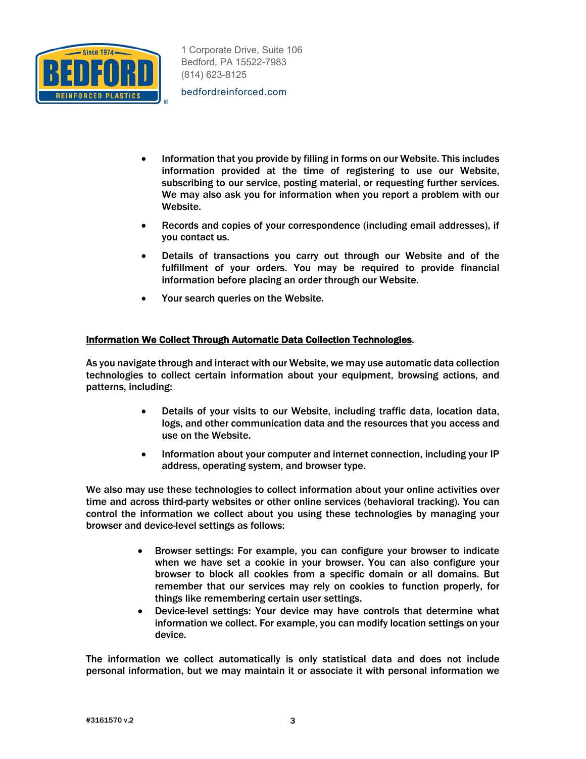- Information that you provide by filling in forms on our Website. This includes information provided at the time of registering to use our Website, subscribing to our service, posting material, or requesting further services. We may also ask you for information when you report a problem with our Website.
- Records and copies of your correspondence (including email addresses), if you contact us.
- Details of transactions you carry out through our Website and of the fulfillment of your orders. You may be required to provide financial information before placing an order through our Website.
- Your search queries on the Website.

**Information We Collect Through Automatic Data Collection Technologies**.

As you navigate through and interact with our Website, we may use automatic data collection technologies to collect certain information about your equipment, browsing actions, and patterns, including:

- Details of your visits to our Website, including traffic data, location data, logs, and other communication data and the resources that you access and use on the Website.
- Information about your computer and internet connection, including your IP address, operating system, and browser type.

We also may use these technologies to collect information about your online activities over time and across third-party websites or other online services (behavioral tracking). You can control the information we collect about you using these technologies by managing your browser and device-level settings as follows:

- Browser settings: For example, you can configure your browser to indicate when we have set a cookie in your browser. You can also configure your browser to block all cookies from a specific domain or all domains. But remember that our services may rely on cookies to function properly, for things like remembering certain user settings.
- Device-level settings: Your device may have controls that determine what information we collect. For example, you can modify location settings on your device.

The information we collect automatically is only statistical data and does not include personal information, but we may maintain it or associate it with personal information we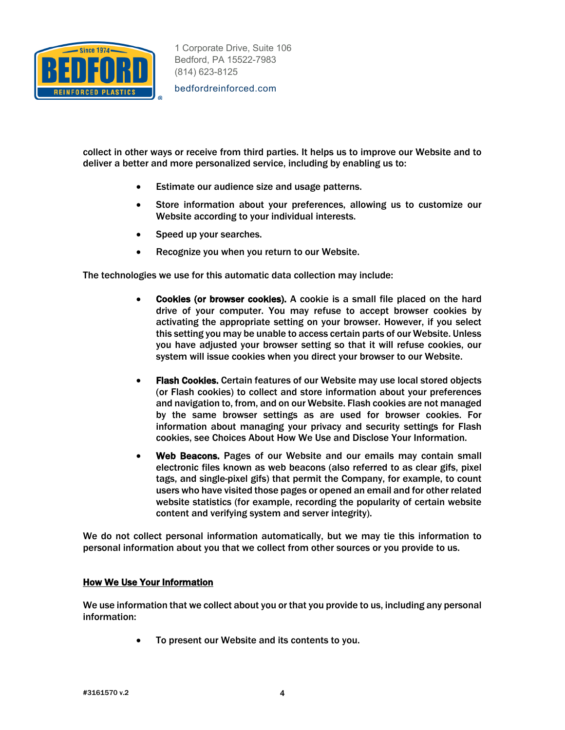collect in other ways or receive from third parties. It helps us to improve our Website and to deliver a better and more personalized service, including by enabling us to:

- Estimate our audience size and usage patterns.
- Store information about your preferences, allowing us to customize our Website according to your individual interests.
- Speed up your searches.
- Recognize you when you return to our Website.

The technologies we use for this automatic data collection may include:

- **Cookies (or browser cookies).** A cookie is a small file placed on the hard drive of your computer. You may refuse to accept browser cookies by activating the appropriate setting on your browser. However, if you select this setting you may be unable to access certain parts of our Website. Unless you have adjusted your browser setting so that it will refuse cookies, our system will issue cookies when you direct your browser to our Website.
- **Flash Cookies.** Certain features of our Website may use local stored objects (or Flash cookies) to collect and store information about your preferences and navigation to, from, and on our Website. Flash cookies are not managed by the same browser settings as are used for browser cookies. For information about managing your privacy and security settings for Flash cookies, see Choices About How We Use and Disclose Your Information.
- **Web Beacons.** Pages of our Website and our emails may contain small electronic files known as web beacons (also referred to as clear gifs, pixel tags, and single-pixel gifs) that permit the Company, for example, to count users who have visited those pages or opened an email and for other related website statistics (for example, recording the popularity of certain website content and verifying system and server integrity).

We do not collect personal information automatically, but we may tie this information to personal information about you that we collect from other sources or you provide to us.

## How We Use Your Information

We use information that we collect about you or that you provide to us, including any personal information:

- To present our Website and its contents to you.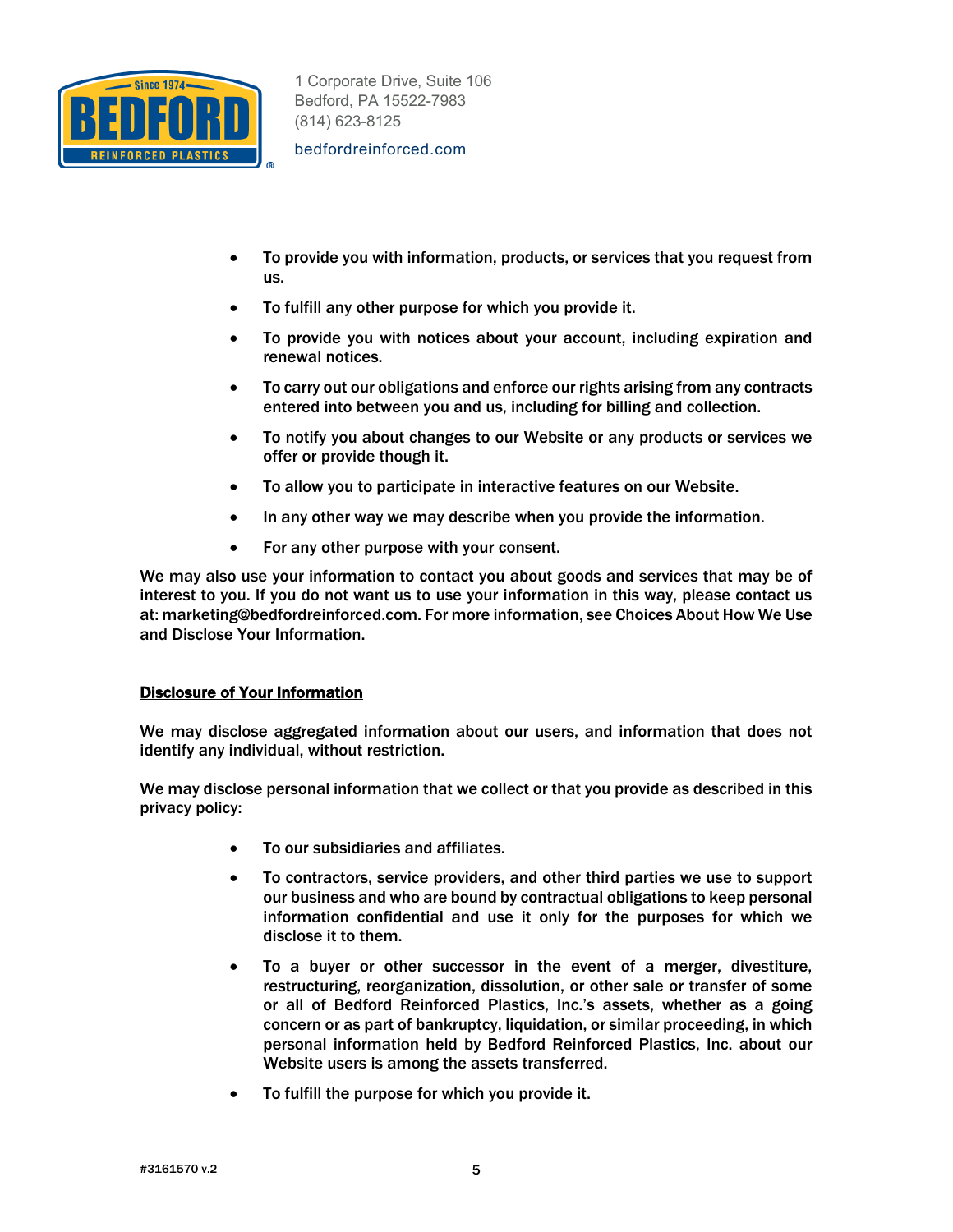- To provide you with information, products, or services that you request from us.
- To fulfill any other purpose for which you provide it.
- To provide you with notices about your account, including expiration and renewal notices.
- To carry out our obligations and enforce our rights arising from any contracts entered into between you and us, including for billing and collection.
- To notify you about changes to our Website or any products or services we offer or provide though it.
- To allow you to participate in interactive features on our Website.
- In any other way we may describe when you provide the information.
- For any other purpose with your consent.

We may also use your information to contact you about goods and services that may be of interest to you. If you do not want us to use your information in this way, please contact us at: marketing@bedfordreinforced.com. For more information, see Choices About How We Use and Disclose Your Information.

## Disclosure of Your Information

We may disclose aggregated information about our users, and information that does not identify any individual, without restriction.

We may disclose personal information that we collect or that you provide as described in this privacy policy:

- To our subsidiaries and affiliates.
- To contractors, service providers, and other third parties we use to support our business and who are bound by contractual obligations to keep personal information confidential and use it only for the purposes for which we disclose it to them.
- To a buyer or other successor in the event of a merger, divestiture, restructuring, reorganization, dissolution, or other sale or transfer of some or all of Bedford Reinforced Plastics, Inc.'s assets, whether as a going concern or as part of bankruptcy, liquidation, or similar proceeding, in which personal information held by Bedford Reinforced Plastics, Inc. about our Website users is among the assets transferred.
- To fulfill the purpose for which you provide it.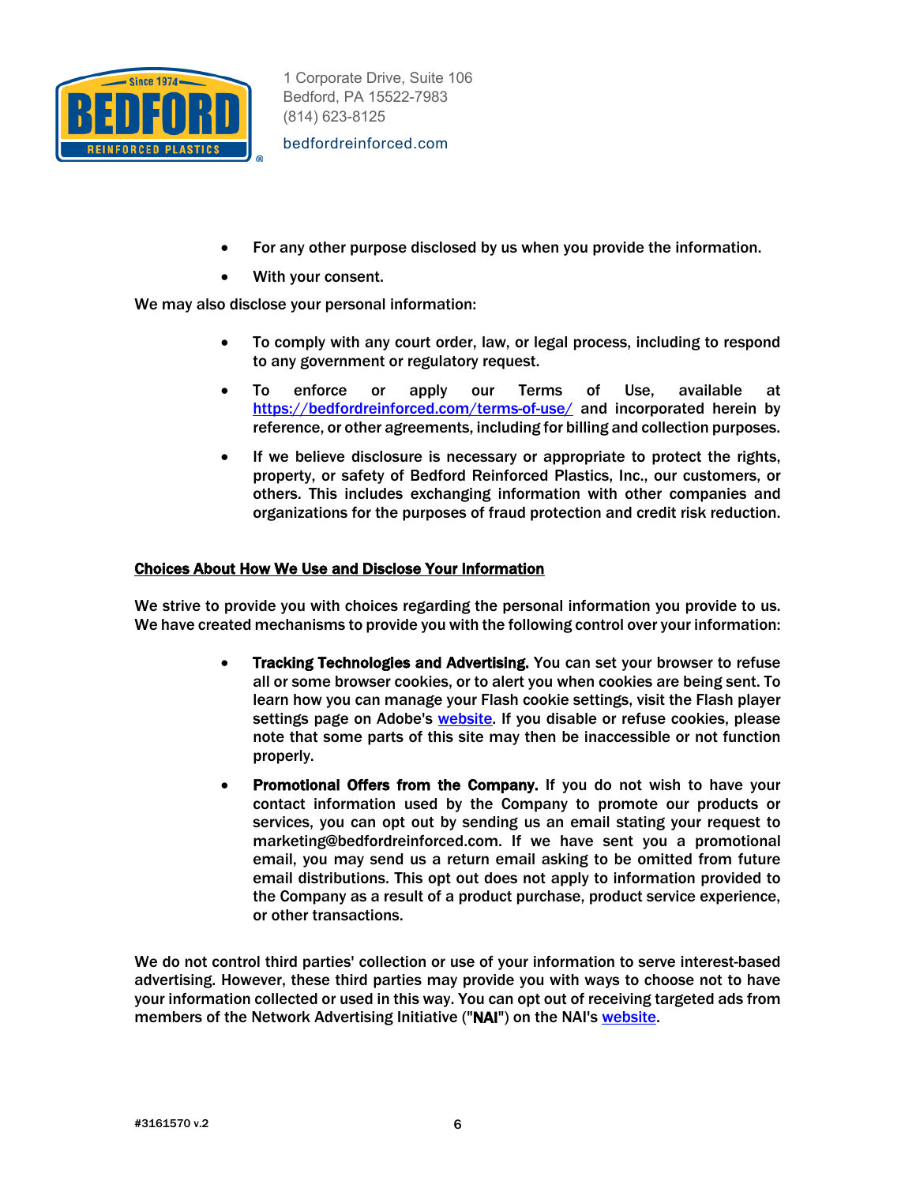- For any other purpose disclosed by us when you provide the information.
- With your consent.

We may also disclose your personal information:

- To comply with any court order, law, or legal process, including to respond to any government or regulatory request.
- To enforce or apply our Terms of Use, available at [https://bedfordreinforced.com/terms-of-use/](https://bedfordreinforced.com/terms-of-use/) and incorporated herein by reference, or other agreements, including for billing and collection purposes.
- If we believe disclosure is necessary or appropriate to protect the rights, property, or safety of Bedford Reinforced Plastics, Inc., our customers, or others. This includes exchanging information with other companies and organizations for the purposes of fraud protection and credit risk reduction.

## Choices About How We Use and Disclose Your Information

We strive to provide you with choices regarding the personal information you provide to us. We have created mechanisms to provide you with the following control over your information:

- **Tracking Technologies and Advertising.** You can set your browser to refuse all or some browser cookies, or to alert you when cookies are being sent. To learn how you can manage your Flash cookie settings, visit the Flash player settings page on Adobe's website. If you disable or refuse cookies, please note that some parts of this site may then be inaccessible or not function properly.
- **Promotional Offers from the Company.** If you do not wish to have your contact information used by the Company to promote our products or services, you can opt out by sending us an email stating your request to marketing@bedfordreinforced.com. If we have sent you a promotional email, you may send us a return email asking to be omitted from future email distributions. This opt out does not apply to information provided to the Company as a result of a product purchase, product service experience, or other transactions.

We do not control third parties' collection or use of your information to serve interest-based advertising. However, these third parties may provide you with ways to choose not to have your information collected or used in this way. You can opt out of receiving targeted ads from members of the Network Advertising Initiative ("**NAI**") on the NAI's website.

#3161570 v.2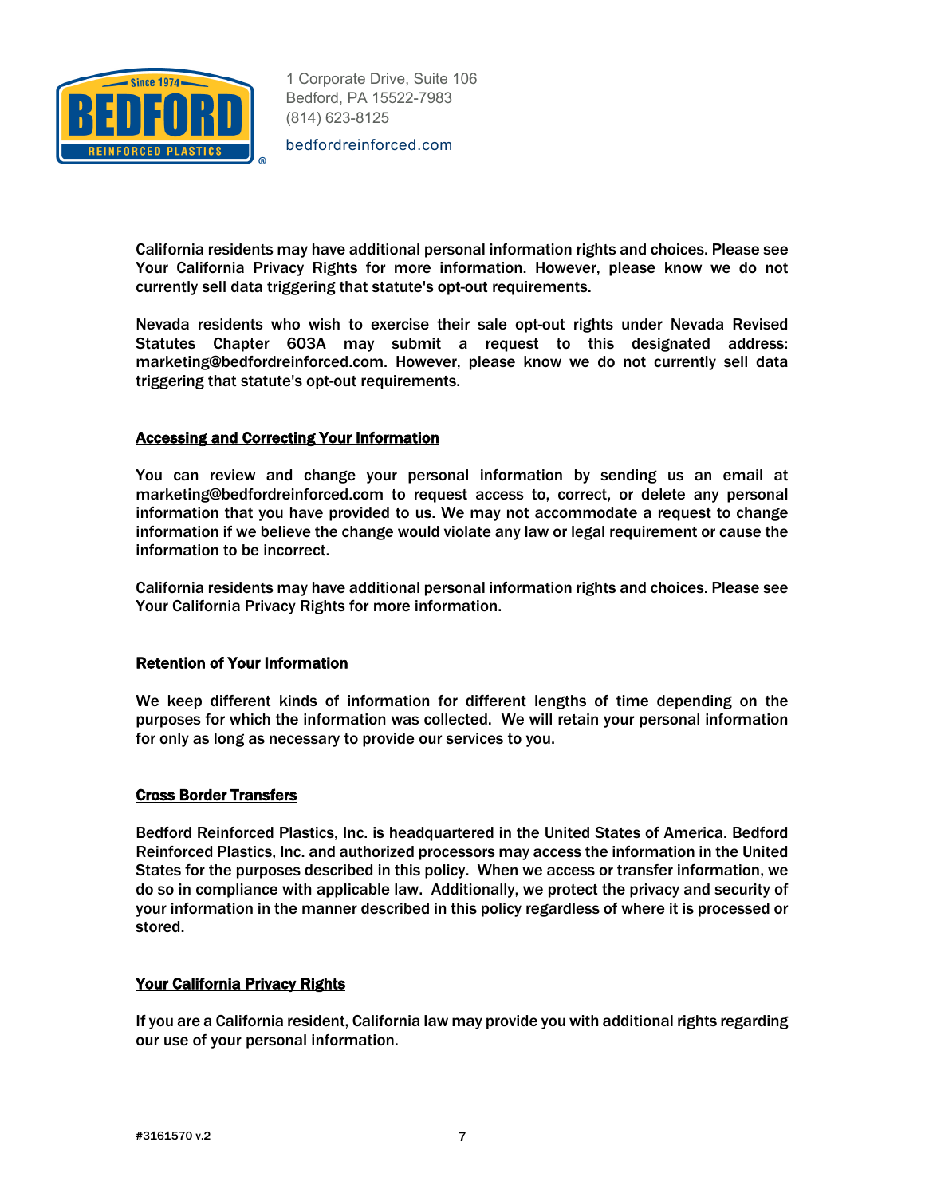California residents may have additional personal information rights and choices. Please see Your California Privacy Rights for more information. However, please know we do not currently sell data triggering that statute's opt-out requirements.

Nevada residents who wish to exercise their sale opt-out rights under Nevada Revised Statutes Chapter 603A may submit a request to this designated address: marketing@bedfordreinforced.com. However, please know we do not currently sell data triggering that statute's opt-out requirements.

## Accessing and Correcting Your Information

You can review and change your personal information by sending us an email at marketing@bedfordreinforced.com to request access to, correct, or delete any personal information that you have provided to us. We may not accommodate a request to change information if we believe the change would violate any law or legal requirement or cause the information to be incorrect.

California residents may have additional personal information rights and choices. Please see Your California Privacy Rights for more information.

## Retention of Your Information

We keep different kinds of information for different lengths of time depending on the purposes for which the information was collected. We will retain your personal information for only as long as necessary to provide our services to you.

## Cross Border Transfers

Bedford Reinforced Plastics, Inc. is headquartered in the United States of America. Bedford Reinforced Plastics, Inc. and authorized processors may access the information in the United States for the purposes described in this policy. When we access or transfer information, we do so in compliance with applicable law. Additionally, we protect the privacy and security of your information in the manner described in this policy regardless of where it is processed or stored.

## Your California Privacy Rights

If you are a California resident, California law may provide you with additional rights regarding our use of your personal information.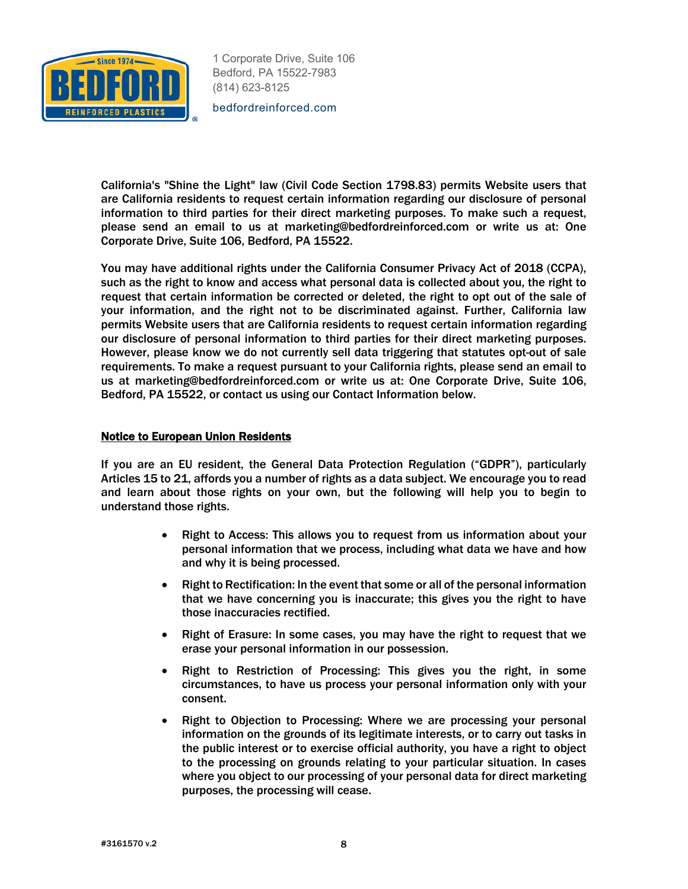California's "Shine the Light" law (Civil Code Section 1798.83) permits Website users that are California residents to request certain information regarding our disclosure of personal information to third parties for their direct marketing purposes. To make such a request, please send an email to us at marketing@bedfordreinforced.com or write us at: One Corporate Drive, Suite 106, Bedford, PA 15522.

You may have additional rights under the California Consumer Privacy Act of 2018 (CCPA), such as the right to know and access what personal data is collected about you, the right to request that certain information be corrected or deleted, the right to opt out of the sale of your information, and the right not to be discriminated against. Further, California law permits Website users that are California residents to request certain information regarding our disclosure of personal information to third parties for their direct marketing purposes. However, please know we do not currently sell data triggering that statutes opt-out of sale requirements. To make a request pursuant to your California rights, please send an email to us at marketing@bedfordreinforced.com or write us at: One Corporate Drive, Suite 106, Bedford, PA 15522, or contact us using our Contact Information below.

## Notice to European Union Residents

If you are an EU resident, the General Data Protection Regulation ("GDPR"), particularly Articles 15 to 21, affords you a number of rights as a data subject. We encourage you to read and learn about those rights on your own, but the following will help you to begin to understand those rights.

- Right to Access: This allows you to request from us information about your personal information that we process, including what data we have and how and why it is being processed.
- Right to Rectification: In the event that some or all of the personal information that we have concerning you is inaccurate; this gives you the right to have those inaccuracies rectified.
- Right of Erasure: In some cases, you may have the right to request that we erase your personal information in our possession.
- Right to Restriction of Processing: This gives you the right, in some circumstances, to have us process your personal information only with your consent.
- Right to Objection to Processing: Where we are processing your personal information on the grounds of its legitimate interests, or to carry out tasks in the public interest or to exercise official authority, you have a right to object to the processing on grounds relating to your particular situation. In cases where you object to our processing of your personal data for direct marketing purposes, the processing will cease.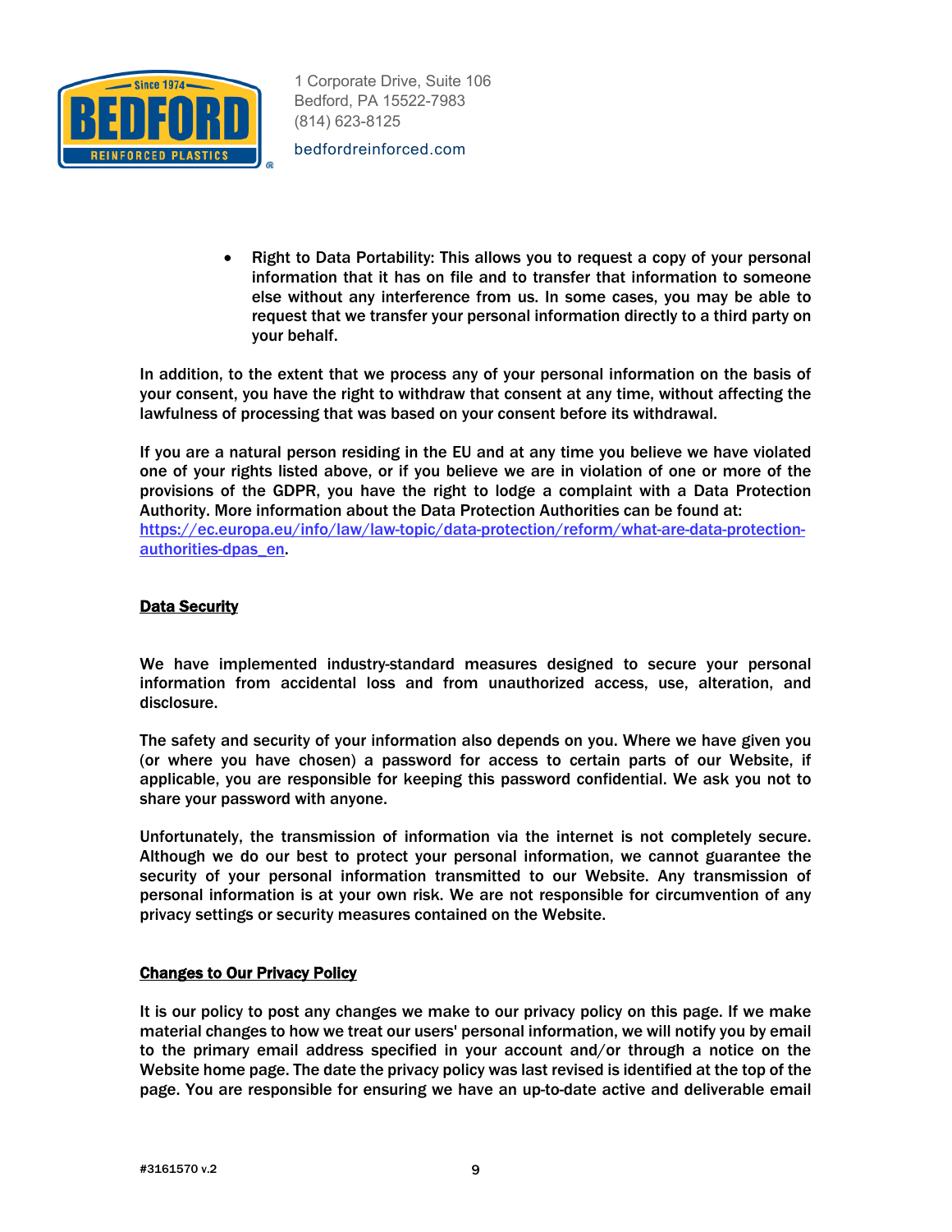- Right to Data Portability: This allows you to request a copy of your personal information that it has on file and to transfer that information to someone else without any interference from us. In some cases, you may be able to request that we transfer your personal information directly to a third party on your behalf.

In addition, to the extent that we process any of your personal information on the basis of your consent, you have the right to withdraw that consent at any time, without affecting the lawfulness of processing that was based on your consent before its withdrawal.

If you are a natural person residing in the EU and at any time you believe we have violated one of your rights listed above, or if you believe we are in violation of one or more of the provisions of the GDPR, you have the right to lodge a complaint with a Data Protection Authority. More information about the Data Protection Authorities can be found at: https://ec.europa.eu/info/law/law-topic/data-protection/reform/what-are-data-protection-authorities-dpas_en.

## Data Security

We have implemented industry-standard measures designed to secure your personal information from accidental loss and from unauthorized access, use, alteration, and disclosure.

The safety and security of your information also depends on you. Where we have given you (or where you have chosen) a password for access to certain parts of our Website, if applicable, you are responsible for keeping this password confidential. We ask you not to share your password with anyone.

Unfortunately, the transmission of information via the internet is not completely secure. Although we do our best to protect your personal information, we cannot guarantee the security of your personal information transmitted to our Website. Any transmission of personal information is at your own risk. We are not responsible for circumvention of any privacy settings or security measures contained on the Website.

## Changes to Our Privacy Policy

It is our policy to post any changes we make to our privacy policy on this page. If we make material changes to how we treat our users' personal information, we will notify you by email to the primary email address specified in your account and/or through a notice on the Website home page. The date the privacy policy was last revised is identified at the top of the page. You are responsible for ensuring we have an up-to-date active and deliverable email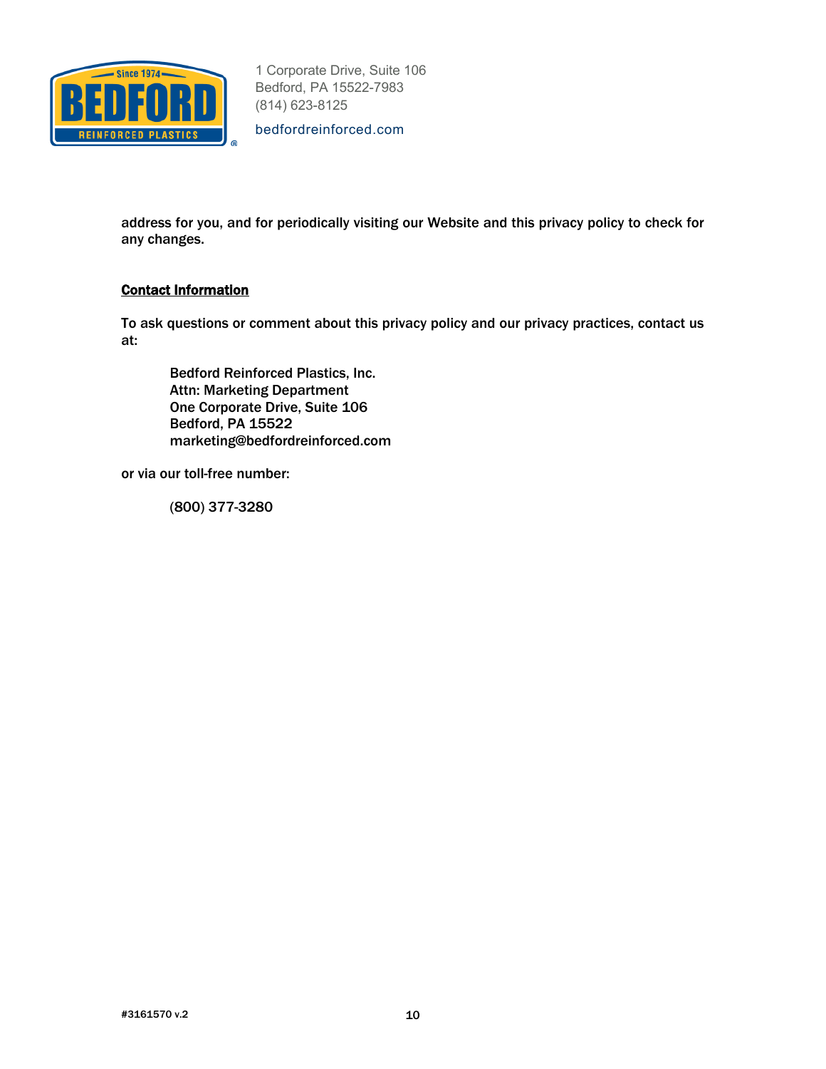address for you, and for periodically visiting our Website and this privacy policy to check for any changes.

## Contact Information

To ask questions or comment about this privacy policy and our privacy practices, contact us at:

Bedford Reinforced Plastics, Inc.
Attn: Marketing Department
One Corporate Drive, Suite 106
Bedford, PA 15522
marketing@bedfordreinforced.com

or via our toll-free number:

(800) 377-3280